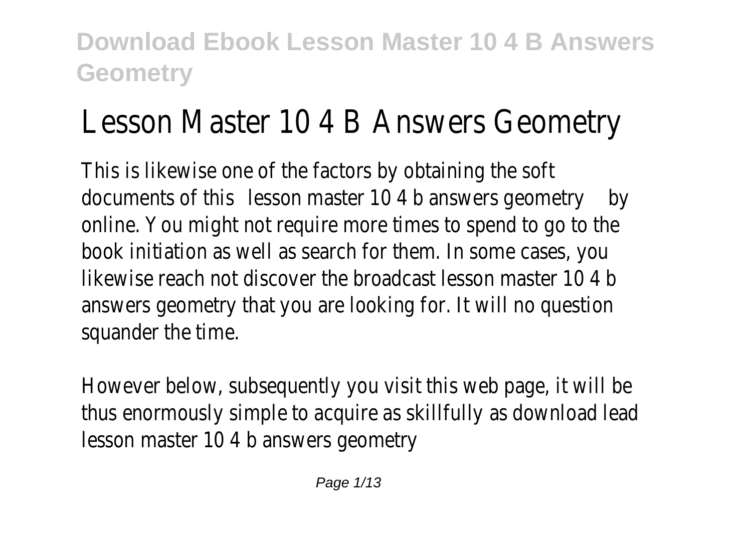# Lesson Master 10 4 B Answers Geometry

This is likewise one of the factors by obtaining the soft documents of this lesson master 10 4 b answers geometry by online. You might not require more times to spend to go to the book initiation as well as search for them. In some cases, you likewise reach not discover the broadcast lesson master 10 4 b answers geometry that you are looking for. It will no question squander the time.

However below, subsequently you visit this web page, it will be thus enormously simple to acquire as skillfully as download lead lesson master 10 4 b answers geometry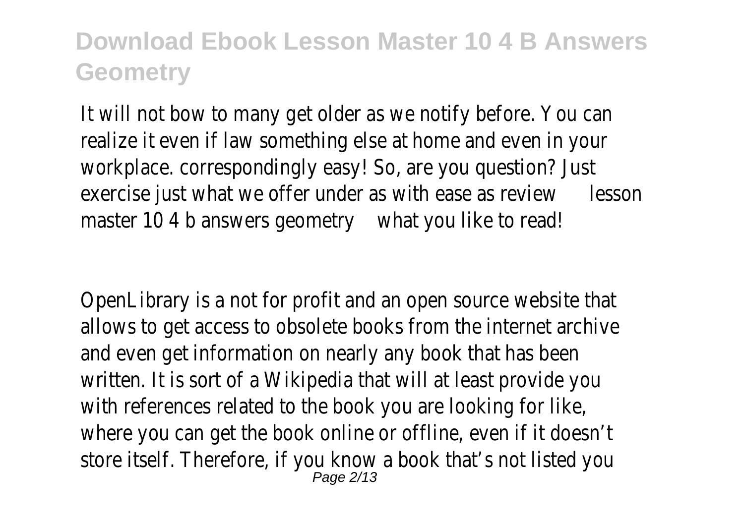It will not bow to many get older as we notify before. You can realize it even if law something else at home and even in your workplace. correspondingly easy! So, are you question? Just exercise just what we offer under as with ease as review lesson master 10 4 b answers geometry what you like to read!

OpenLibrary is a not for profit and an open source website that allows to get access to obsolete books from the internet archive and even get information on nearly any book that has been written. It is sort of a Wikipedia that will at least provide you with references related to the book you are looking for like, where you can get the book online or offline, even if it doesn't store itself. Therefore, if you know a book that's not listed you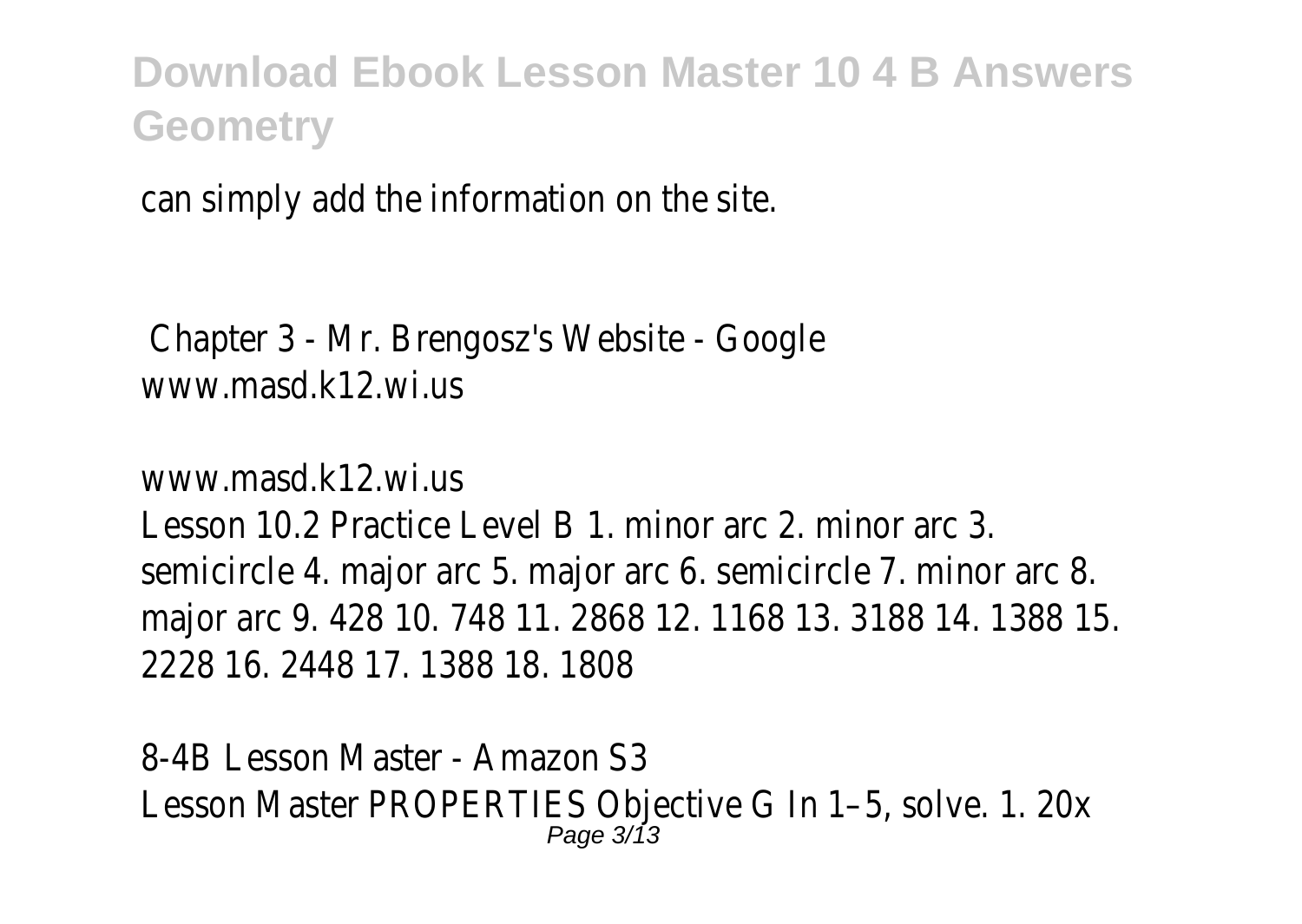can simply add the information on the site.

Chapter 3 - Mr. Brengosz's Website - Google
www.masd.k12.wi.us

www.masd.k12.wi.us
Lesson 10.2 Practice Level B 1. minor arc 2. minor arc 3. semicircle 4. major arc 5. major arc 6. semicircle 7. minor arc 8. major arc 9. 428 10. 748 11. 2868 12. 1168 13. 3188 14. 1388 15. 2228 16. 2448 17. 1388 18. 1808

8-4B Lesson Master - Amazon S3
Lesson Master PROPERTIES Objective G In 1–5, solve. 1. 20x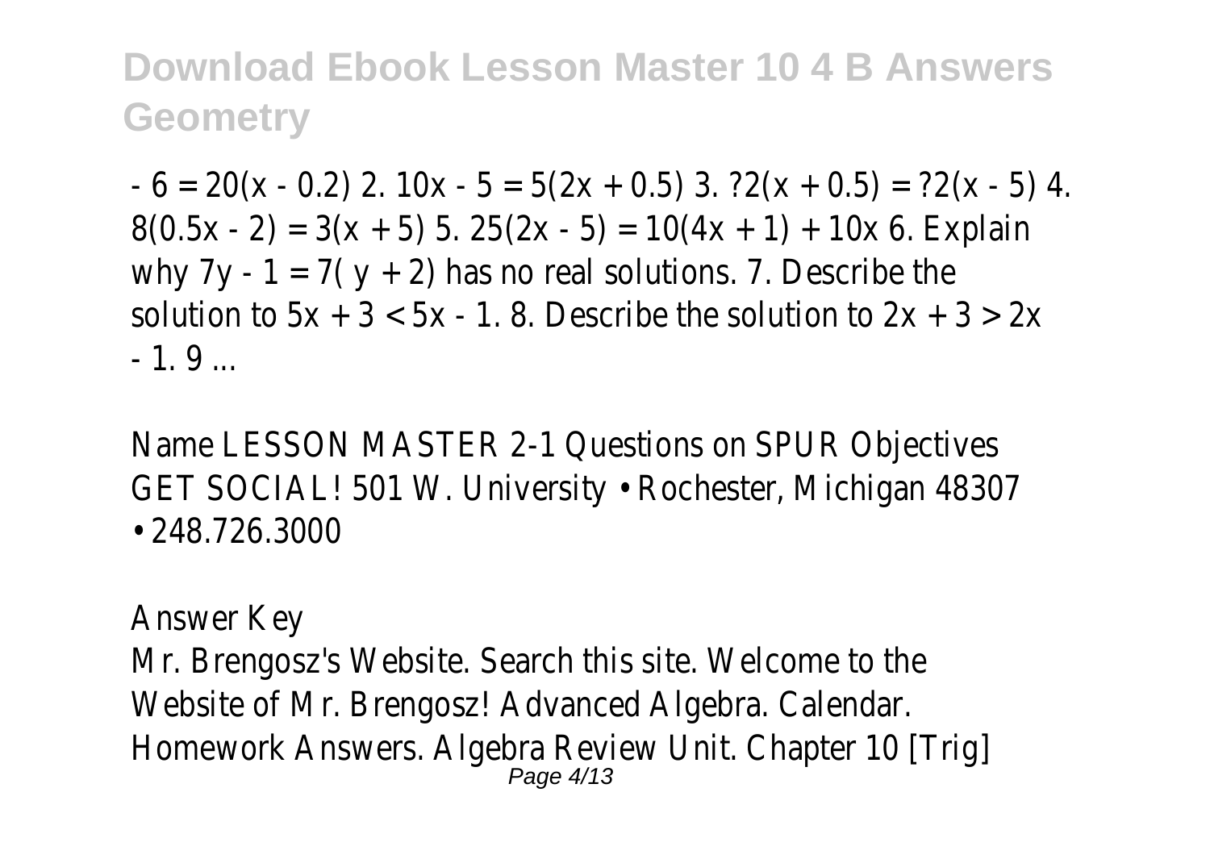$- 6 = 20(x - 0.2)$ 2. $10x - 5 = 5(2x + 0.5)$ 3. ?2(x + 0.5) = ?2(x - 5) 4. $8(0.5x - 2) = 3(x + 5)$ 5. $25(2x - 5) = 10(4x + 1) + 10x$ 6. Explain why $7y - 1 = 7(y + 2)$ has no real solutions. 7. Describe the solution to $5x + 3 < 5x - 1$. 8. Describe the solution to $2x + 3 > 2x - 1$. 9 ...

Name LESSON MASTER 2-1 Questions on SPUR Objectives GET SOCIAL! 501 W. University • Rochester, Michigan 48307 • 248.726.3000

Answer Key

Mr. Brengosz's Website. Search this site. Welcome to the Website of Mr. Brengosz! Advanced Algebra. Calendar. Homework Answers. Algebra Review Unit. Chapter 10 [Trig]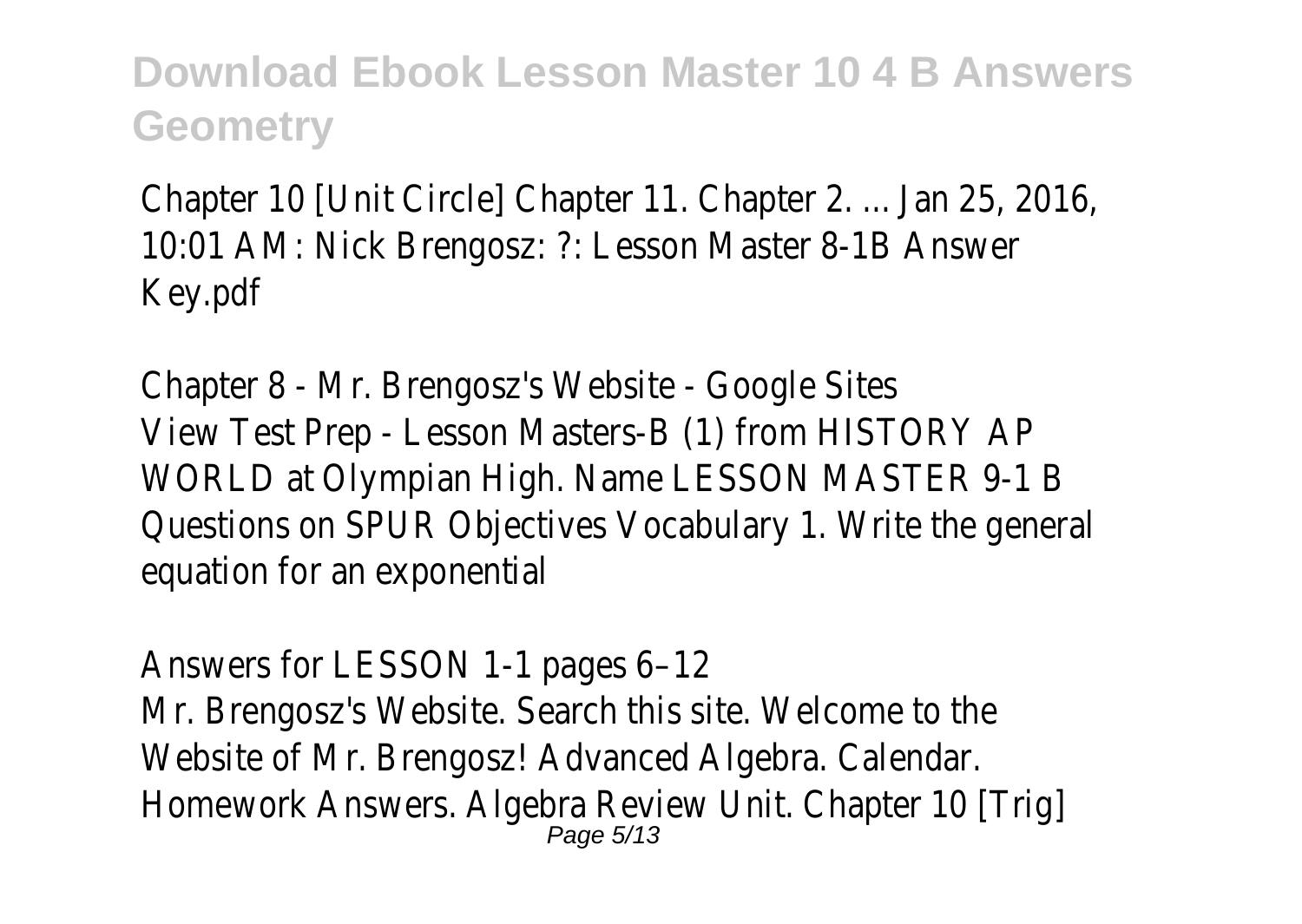Chapter 10 [Unit Circle] Chapter 11. Chapter 2. ... Jan 25, 2016, 10:01 AM: Nick Brengosz: ?: Lesson Master 8-1B Answer Key.pdf

Chapter 8 - Mr. Brengosz's Website - Google Sites
View Test Prep - Lesson Masters-B (1) from HISTORY AP WORLD at Olympian High. Name LESSON MASTER 9-1 B Questions on SPUR Objectives Vocabulary 1. Write the general equation for an exponential

Answers for LESSON 1-1 pages 6–12
Mr. Brengosz's Website. Search this site. Welcome to the Website of Mr. Brengosz! Advanced Algebra. Calendar. Homework Answers. Algebra Review Unit. Chapter 10 [Trig]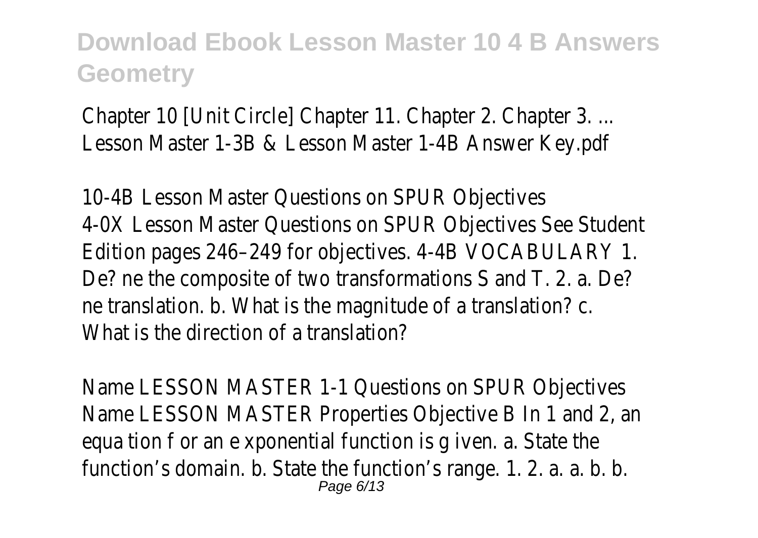## Download Ebook Lesson Master 10 4 B Answers Geometry

Chapter 10 [Unit Circle] Chapter 11. Chapter 2. Chapter 3. ... Lesson Master 1-3B & Lesson Master 1-4B Answer Key.pdf

10-4B Lesson Master Questions on SPUR Objectives

4-0X Lesson Master Questions on SPUR Objectives See Student Edition pages 246–249 for objectives. 4-4B VOCABULARY 1. De? ne the composite of two transformations S and T. 2. a. De? ne translation. b. What is the magnitude of a translation? c. What is the direction of a translation?

Name LESSON MASTER 1-1 Questions on SPUR Objectives

Name LESSON MASTER Properties Objective B In 1 and 2, an equa tion f or an e xponential function is g iven. a. State the function's domain. b. State the function's range. 1. 2. a. a. b. b.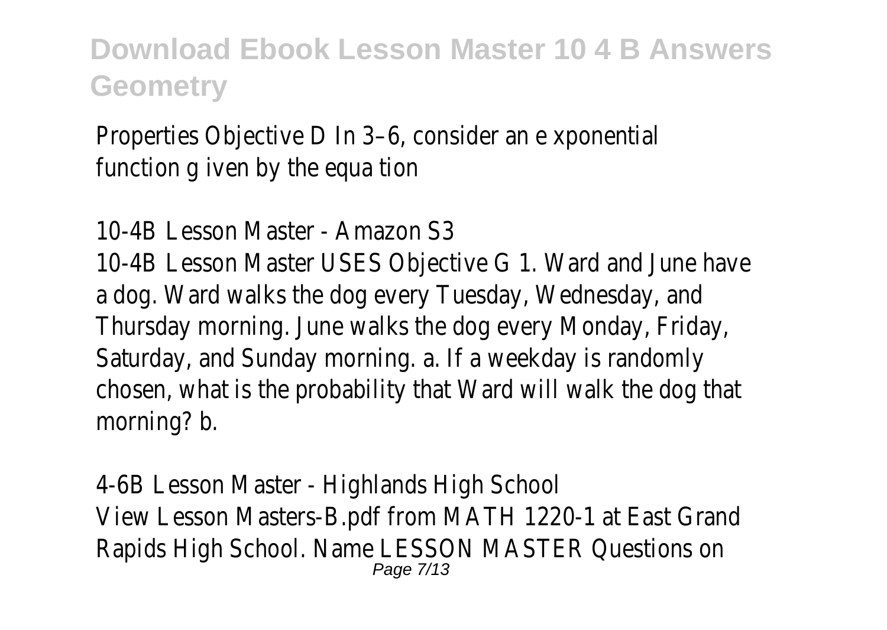Properties Objective D In 3–6, consider an e xponential function g iven by the equa tion

10-4B Lesson Master - Amazon S3

10-4B Lesson Master USES Objective G 1. Ward and June have a dog. Ward walks the dog every Tuesday, Wednesday, and Thursday morning. June walks the dog every Monday, Friday, Saturday, and Sunday morning. a. If a weekday is randomly chosen, what is the probability that Ward will walk the dog that morning? b.

4-6B Lesson Master - Highlands High School

View Lesson Masters-B.pdf from MATH 1220-1 at East Grand Rapids High School. Name LESSON MASTER Questions on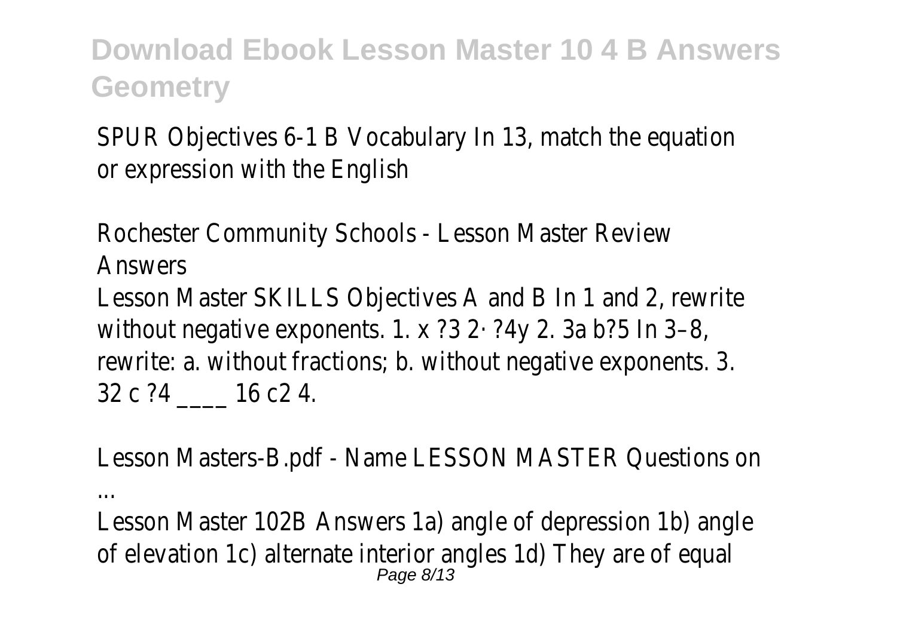SPUR Objectives 6-1 B Vocabulary In 13, match the equation or expression with the English

Rochester Community Schools - Lesson Master Review Answers

Lesson Master SKILLS Objectives A and B In 1 and 2, rewrite without negative exponents. 1. x ?3 2· ?4y 2. 3a b?5 In 3–8, rewrite: a. without fractions; b. without negative exponents. 3. 32 c ?4 ____ 16 c2 4.

Lesson Masters-B.pdf - Name LESSON MASTER Questions on ...

Lesson Master 102B Answers 1a) angle of depression 1b) angle of elevation 1c) alternate interior angles 1d) They are of equal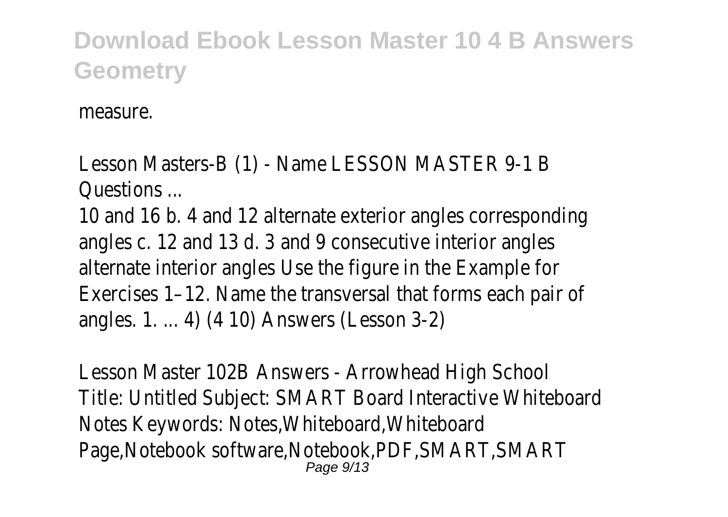measure.

Lesson Masters-B (1) - Name LESSON MASTER 9-1 B Questions ...

10 and 16 b. 4 and 12 alternate exterior angles corresponding angles c. 12 and 13 d. 3 and 9 consecutive interior angles alternate interior angles Use the figure in the Example for Exercises 1–12. Name the transversal that forms each pair of angles. 1. ... 4) (4 10) Answers (Lesson 3-2)

Lesson Master 102B Answers - Arrowhead High School

Title: Untitled Subject: SMART Board Interactive Whiteboard Notes Keywords: Notes,Whiteboard,Whiteboard Page,Notebook software,Notebook,PDF,SMART,SMART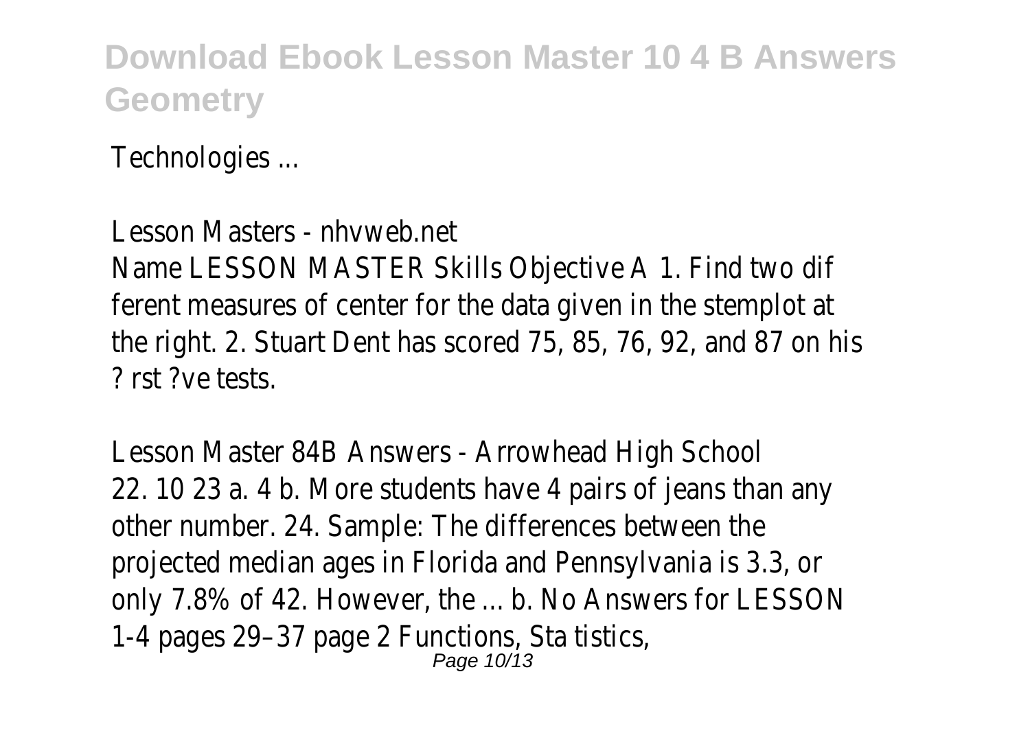Technologies ...

Lesson Masters - nhvweb.net

Name LESSON MASTER Skills Objective A 1. Find two dif ferent measures of center for the data given in the stemplot at the right. 2. Stuart Dent has scored 75, 85, 76, 92, and 87 on his ? rst ?ve tests.

Lesson Master 84B Answers - Arrowhead High School

22. 10 23 a. 4 b. More students have 4 pairs of jeans than any other number. 24. Sample: The differences between the projected median ages in Florida and Pennsylvania is 3.3, or only 7.8% of 42. However, the ... b. No Answers for LESSON 1-4 pages 29–37 page 2 Functions, Sta tistics,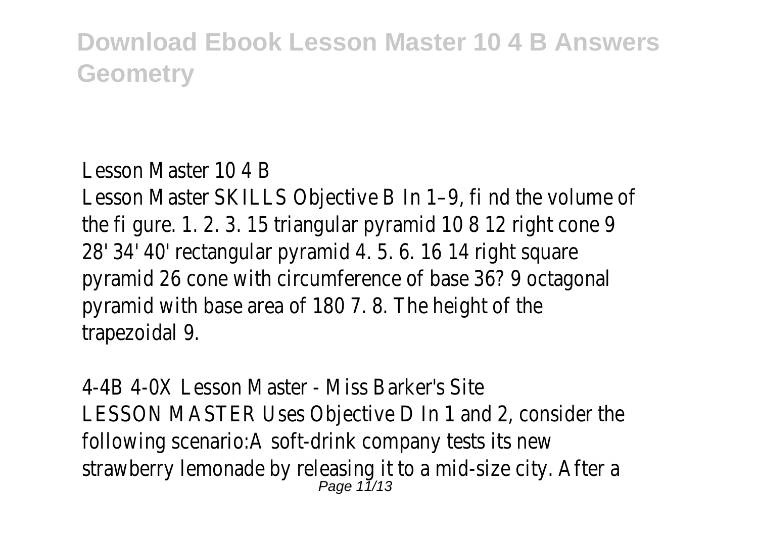Lesson Master 10 4 B

Lesson Master SKILLS Objective B In 1–9, fi nd the volume of the fi gure. 1. 2. 3. 15 triangular pyramid 10 8 12 right cone 9 28' 34' 40' rectangular pyramid 4. 5. 6. 16 14 right square pyramid 26 cone with circumference of base 36? 9 octagonal pyramid with base area of 180 7. 8. The height of the trapezoidal 9.

4-4B 4-0X Lesson Master - Miss Barker's Site

LESSON MASTER Uses Objective D In 1 and 2, consider the following scenario:A soft-drink company tests its new strawberry lemonade by releasing it to a mid-size city. After a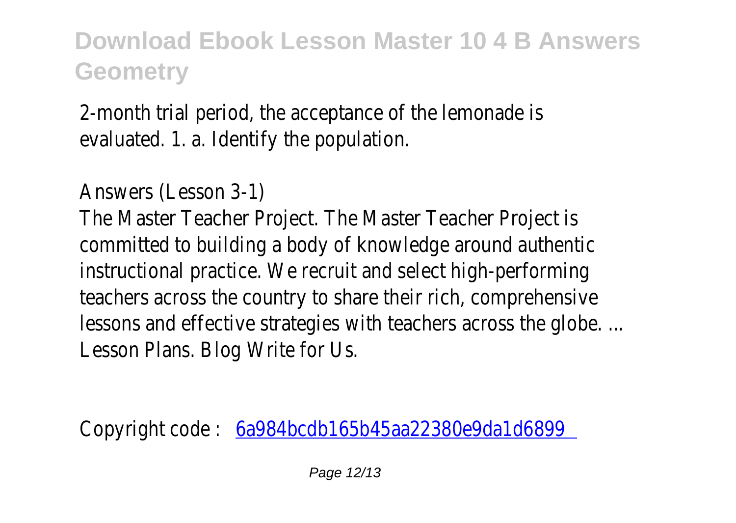2-month trial period, the acceptance of the lemonade is evaluated. 1. a. Identify the population.

Answers (Lesson 3-1)

The Master Teacher Project. The Master Teacher Project is committed to building a body of knowledge around authentic instructional practice. We recruit and select high-performing teachers across the country to share their rich, comprehensive lessons and effective strategies with teachers across the globe. ... Lesson Plans. Blog Write for Us.

Copyright code : 6a984bcdb165b45aa22380e9da1d6899